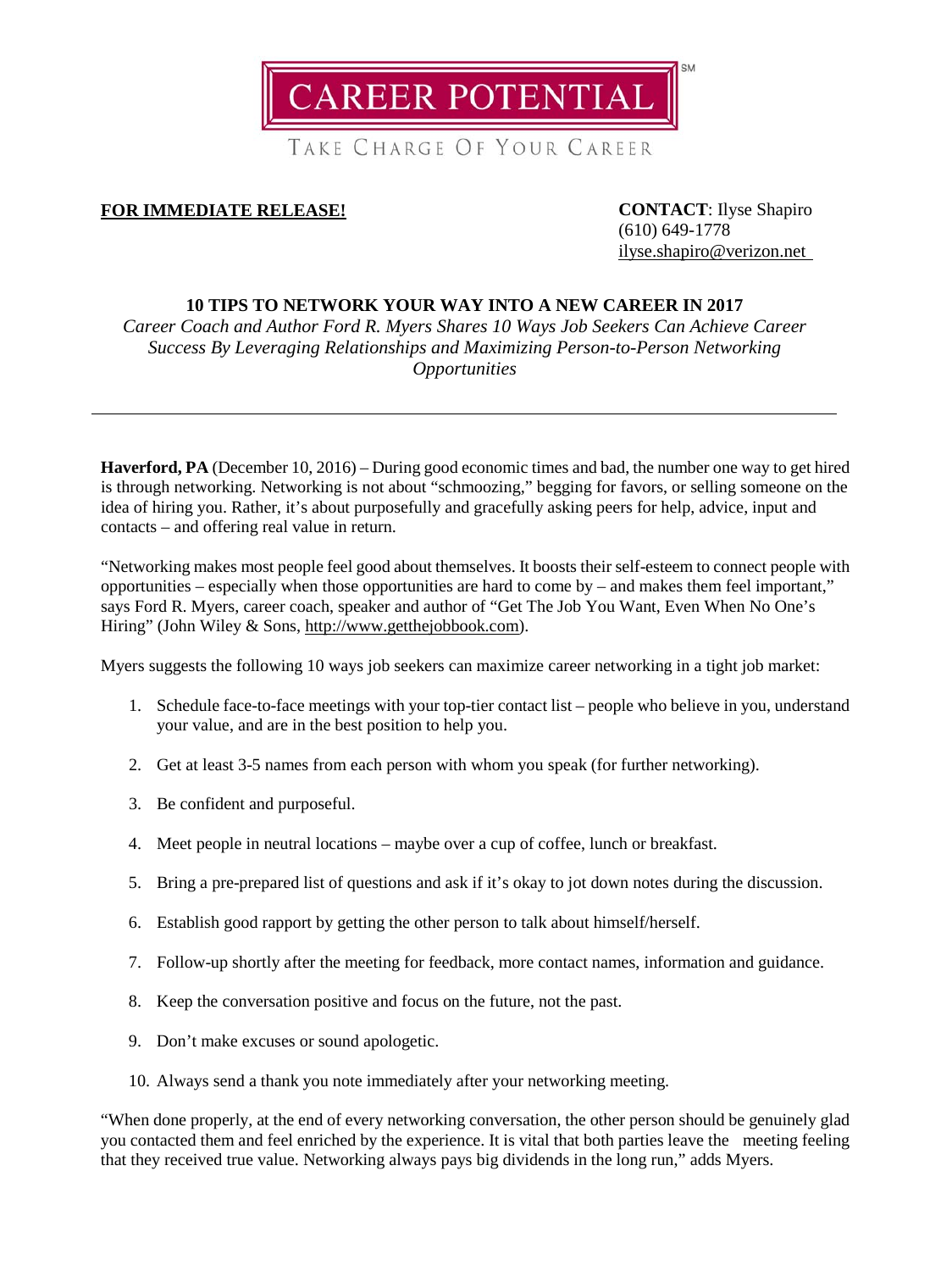CAREER POTENTIAL[SM]

TAKE CHARGE OF YOUR CAREER

**FOR IMMEDIATE RELEASE!**

**CONTACT**: Ilyse Shapiro
(610) 649-1778
ilyse.shapiro@verizon.net

## 10 TIPS TO NETWORK YOUR WAY INTO A NEW CAREER IN 2017

*Career Coach and Author Ford R. Myers Shares 10 Ways Job Seekers Can Achieve Career Success By Leveraging Relationships and Maximizing Person-to-Person Networking Opportunities*

---

**Haverford, PA** (December 10, 2016) – During good economic times and bad, the number one way to get hired is through networking. Networking is not about "schmoozing," begging for favors, or selling someone on the idea of hiring you. Rather, it's about purposefully and gracefully asking peers for help, advice, input and contacts – and offering real value in return.

"Networking makes most people feel good about themselves. It boosts their self-esteem to connect people with opportunities – especially when those opportunities are hard to come by – and makes them feel important," says Ford R. Myers, career coach, speaker and author of "Get The Job You Want, Even When No One's Hiring" (John Wiley & Sons, http://www.getthejobbook.com).

Myers suggests the following 10 ways job seekers can maximize career networking in a tight job market:

1. Schedule face-to-face meetings with your top-tier contact list – people who believe in you, understand your value, and are in the best position to help you.
2. Get at least 3-5 names from each person with whom you speak (for further networking).
3. Be confident and purposeful.
4. Meet people in neutral locations – maybe over a cup of coffee, lunch or breakfast.
5. Bring a pre-prepared list of questions and ask if it's okay to jot down notes during the discussion.
6. Establish good rapport by getting the other person to talk about himself/herself.
7. Follow-up shortly after the meeting for feedback, more contact names, information and guidance.
8. Keep the conversation positive and focus on the future, not the past.
9. Don't make excuses or sound apologetic.
10. Always send a thank you note immediately after your networking meeting.

"When done properly, at the end of every networking conversation, the other person should be genuinely glad you contacted them and feel enriched by the experience. It is vital that both parties leave the meeting feeling that they received true value. Networking always pays big dividends in the long run," adds Myers.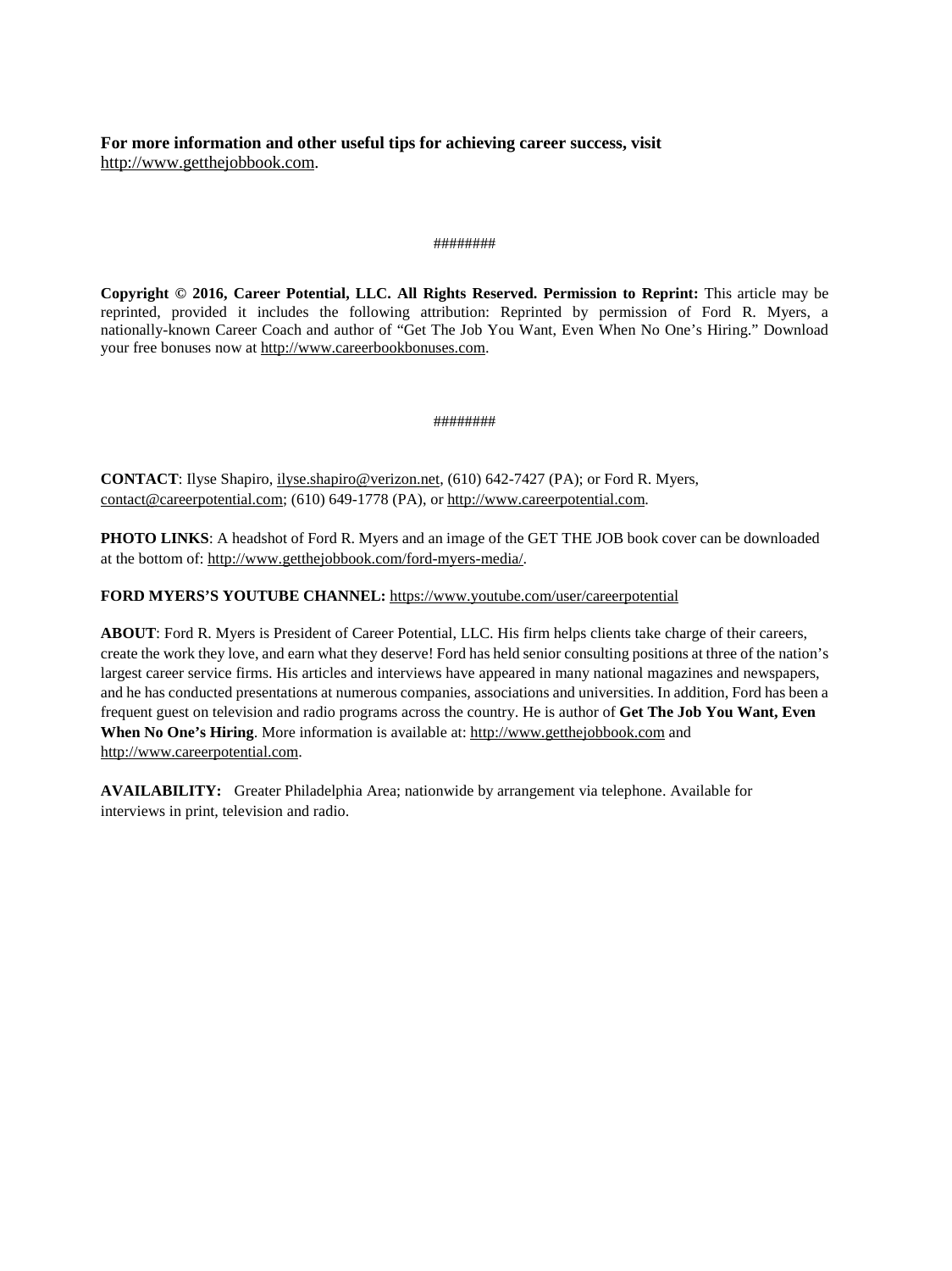**For more information and other useful tips for achieving career success, visit** http://www.getthejobbook.com.

########

**Copyright © 2016, Career Potential, LLC. All Rights Reserved. Permission to Reprint:** This article may be reprinted, provided it includes the following attribution: Reprinted by permission of Ford R. Myers, a nationally-known Career Coach and author of "Get The Job You Want, Even When No One's Hiring." Download your free bonuses now at http://www.careerbookbonuses.com.

########

**CONTACT**: Ilyse Shapiro, ilyse.shapiro@verizon.net, (610) 642-7427 (PA); or Ford R. Myers, contact@careerpotential.com; (610) 649-1778 (PA), or http://www.careerpotential.com.

**PHOTO LINKS**: A headshot of Ford R. Myers and an image of the GET THE JOB book cover can be downloaded at the bottom of: http://www.getthejobbook.com/ford-myers-media/.

**FORD MYERS'S YOUTUBE CHANNEL:** https://www.youtube.com/user/careerpotential

**ABOUT**: Ford R. Myers is President of Career Potential, LLC. His firm helps clients take charge of their careers, create the work they love, and earn what they deserve! Ford has held senior consulting positions at three of the nation's largest career service firms. His articles and interviews have appeared in many national magazines and newspapers, and he has conducted presentations at numerous companies, associations and universities. In addition, Ford has been a frequent guest on television and radio programs across the country. He is author of **Get The Job You Want, Even When No One's Hiring**. More information is available at: http://www.getthejobbook.com and http://www.careerpotential.com.

**AVAILABILITY:** Greater Philadelphia Area; nationwide by arrangement via telephone. Available for interviews in print, television and radio.